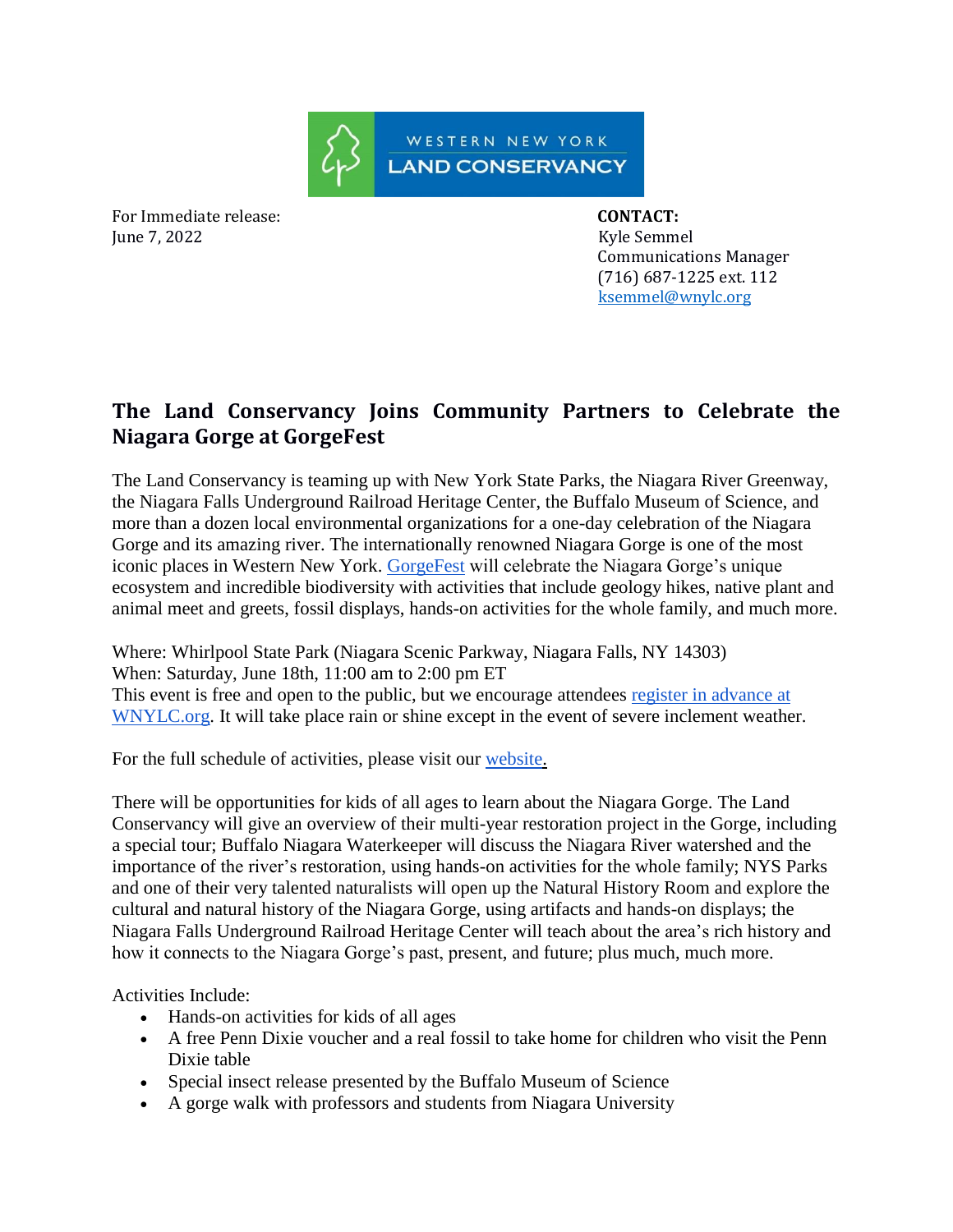WESTERN NEW YORK LAND CONSERVANCY

For Immediate release:
June 7, 2022

**CONTACT:**
Kyle Semmel
Communications Manager
(716) 687-1225 ext. 112
ksemmel@wnylc.org

## The Land Conservancy Joins Community Partners to Celebrate the Niagara Gorge at GorgeFest

The Land Conservancy is teaming up with New York State Parks, the Niagara River Greenway, the Niagara Falls Underground Railroad Heritage Center, the Buffalo Museum of Science, and more than a dozen local environmental organizations for a one-day celebration of the Niagara Gorge and its amazing river. The internationally renowned Niagara Gorge is one of the most iconic places in Western New York. GorgeFest will celebrate the Niagara Gorge's unique ecosystem and incredible biodiversity with activities that include geology hikes, native plant and animal meet and greets, fossil displays, hands-on activities for the whole family, and much more.

Where: Whirlpool State Park (Niagara Scenic Parkway, Niagara Falls, NY 14303)
When: Saturday, June 18th, 11:00 am to 2:00 pm ET
This event is free and open to the public, but we encourage attendees register in advance at WNYLC.org. It will take place rain or shine except in the event of severe inclement weather.

For the full schedule of activities, please visit our website.

There will be opportunities for kids of all ages to learn about the Niagara Gorge. The Land Conservancy will give an overview of their multi-year restoration project in the Gorge, including a special tour; Buffalo Niagara Waterkeeper will discuss the Niagara River watershed and the importance of the river's restoration, using hands-on activities for the whole family; NYS Parks and one of their very talented naturalists will open up the Natural History Room and explore the cultural and natural history of the Niagara Gorge, using artifacts and hands-on displays; the Niagara Falls Underground Railroad Heritage Center will teach about the area's rich history and how it connects to the Niagara Gorge's past, present, and future; plus much, much more.

Activities Include:

- Hands-on activities for kids of all ages
- A free Penn Dixie voucher and a real fossil to take home for children who visit the Penn Dixie table
- Special insect release presented by the Buffalo Museum of Science
- A gorge walk with professors and students from Niagara University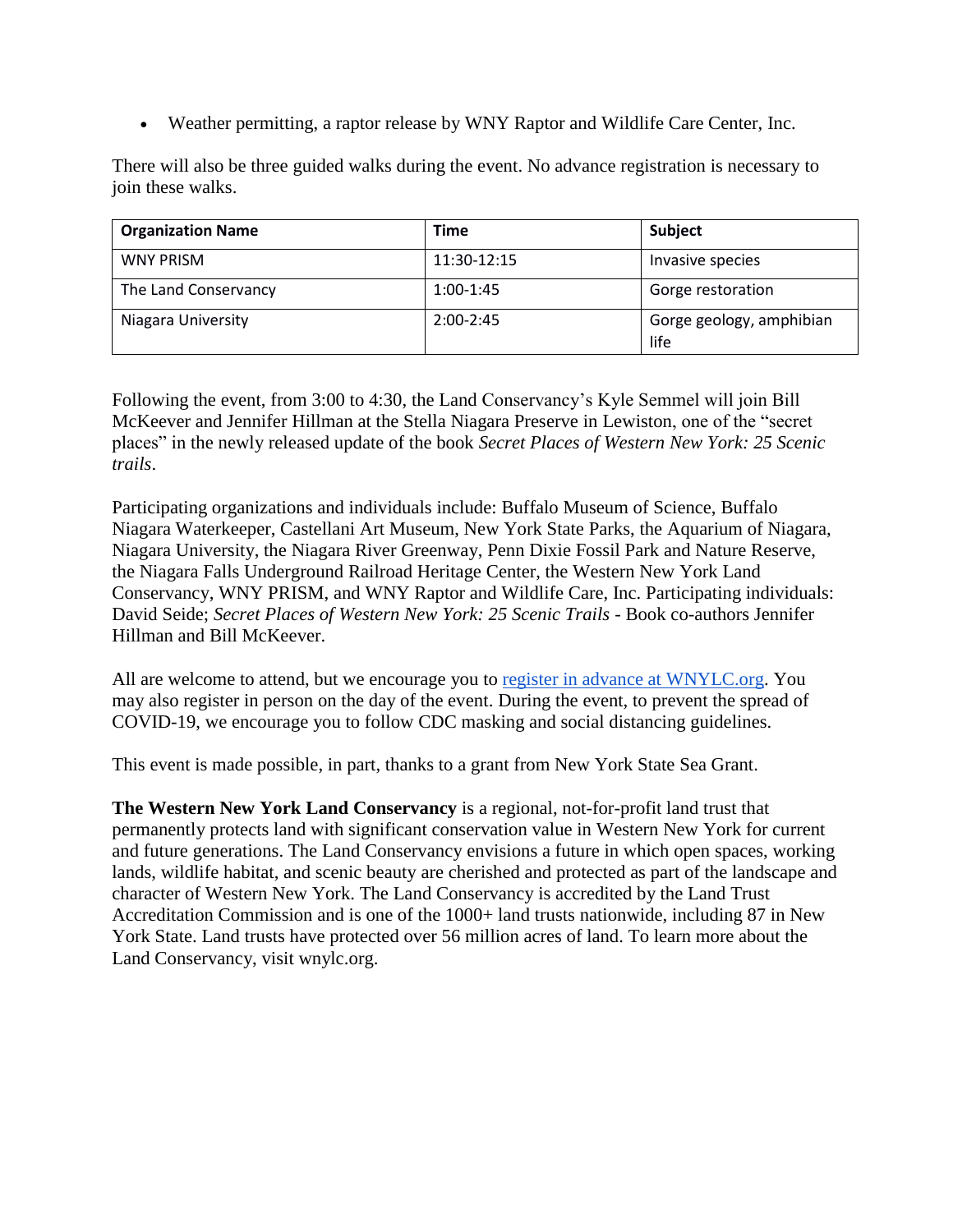- Weather permitting, a raptor release by WNY Raptor and Wildlife Care Center, Inc.

There will also be three guided walks during the event. No advance registration is necessary to join these walks.

| Organization Name | Time | Subject |
|---|---|---|
| WNY PRISM | 11:30-12:15 | Invasive species |
| The Land Conservancy | 1:00-1:45 | Gorge restoration |
| Niagara University | 2:00-2:45 | Gorge geology, amphibian life |

Following the event, from 3:00 to 4:30, the Land Conservancy's Kyle Semmel will join Bill McKeever and Jennifer Hillman at the Stella Niagara Preserve in Lewiston, one of the "secret places" in the newly released update of the book *Secret Places of Western New York: 25 Scenic trails*.

Participating organizations and individuals include: Buffalo Museum of Science, Buffalo Niagara Waterkeeper, Castellani Art Museum, New York State Parks, the Aquarium of Niagara, Niagara University, the Niagara River Greenway, Penn Dixie Fossil Park and Nature Reserve, the Niagara Falls Underground Railroad Heritage Center, the Western New York Land Conservancy, WNY PRISM, and WNY Raptor and Wildlife Care, Inc. Participating individuals: David Seide; *Secret Places of Western New York: 25 Scenic Trails* - Book co-authors Jennifer Hillman and Bill McKeever.

All are welcome to attend, but we encourage you to [register in advance at WNYLC.org](). You may also register in person on the day of the event. During the event, to prevent the spread of COVID-19, we encourage you to follow CDC masking and social distancing guidelines.

This event is made possible, in part, thanks to a grant from New York State Sea Grant.

**The Western New York Land Conservancy** is a regional, not-for-profit land trust that permanently protects land with significant conservation value in Western New York for current and future generations. The Land Conservancy envisions a future in which open spaces, working lands, wildlife habitat, and scenic beauty are cherished and protected as part of the landscape and character of Western New York. The Land Conservancy is accredited by the Land Trust Accreditation Commission and is one of the 1000+ land trusts nationwide, including 87 in New York State. Land trusts have protected over 56 million acres of land. To learn more about the Land Conservancy, visit wnylc.org.